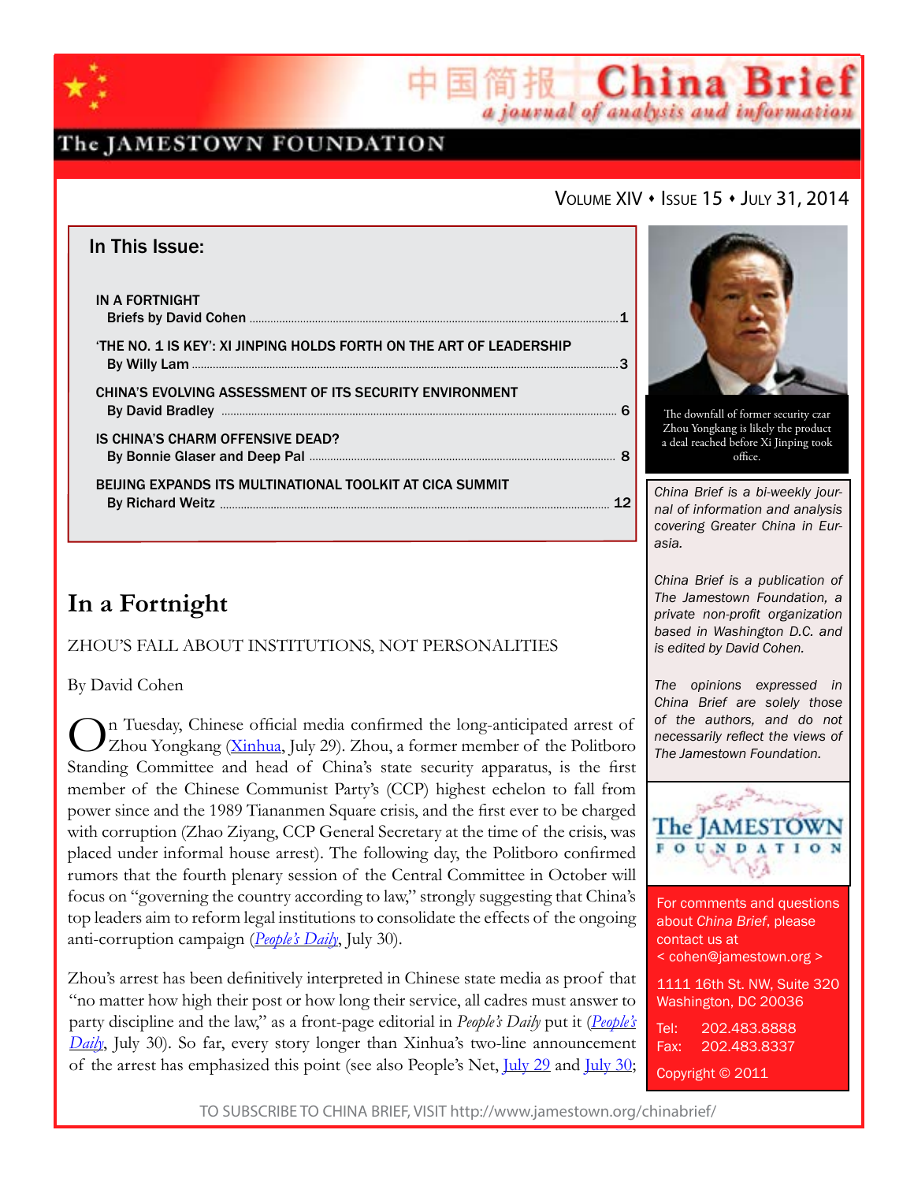# China Brief

*a journal of analysis and information*

The JAMESTOWN FOUNDATION

VOLUME XIV • ISSUE 15 • JULY 31, 2014

## In This Issue:

**IN A FORTNIGHT**
**Briefs by David Cohen** ..... 1

**'THE NO. 1 IS KEY': XI JINPING HOLDS FORTH ON THE ART OF LEADERSHIP**
**By Willy Lam** ..... 3

**CHINA'S EVOLVING ASSESSMENT OF ITS SECURITY ENVIRONMENT**
**By David Bradley** ..... 6

**IS CHINA'S CHARM OFFENSIVE DEAD?**
**By Bonnie Glaser and Deep Pal** ..... 8

**BEIJING EXPANDS ITS MULTINATIONAL TOOLKIT AT CICA SUMMIT**
**By Richard Weitz** ..... 12

The downfall of former security czar Zhou Yongkang is likely the product a deal reached before Xi Jinping took office.

*China Brief is a bi-weekly journal of information and analysis covering Greater China in Eurasia.*

*China Brief is a publication of The Jamestown Foundation, a private non-profit organization based in Washington D.C. and is edited by David Cohen.*

*The opinions expressed in China Brief are solely those of the authors, and do not necessarily reflect the views of The Jamestown Foundation.*

For comments and questions about *China Brief*, please contact us at
< cohen@jamestown.org >

1111 16th St. NW, Suite 320
Washington, DC 20036

Tel: 202.483.8888
Fax: 202.483.8337

Copyright © 2011

## In a Fortnight

ZHOU'S FALL ABOUT INSTITUTIONS, NOT PERSONALITIES

By David Cohen

On Tuesday, Chinese official media confirmed the long-anticipated arrest of Zhou Yongkang (Xinhua, July 29). Zhou, a former member of the Politboro Standing Committee and head of China's state security apparatus, is the first member of the Chinese Communist Party's (CCP) highest echelon to fall from power since and the 1989 Tiananmen Square crisis, and the first ever to be charged with corruption (Zhao Ziyang, CCP General Secretary at the time of the crisis, was placed under informal house arrest). The following day, the Politboro confirmed rumors that the fourth plenary session of the Central Committee in October will focus on "governing the country according to law," strongly suggesting that China's top leaders aim to reform legal institutions to consolidate the effects of the ongoing anti-corruption campaign (*People's Daily*, July 30).

Zhou's arrest has been definitively interpreted in Chinese state media as proof that "no matter how high their post or how long their service, all cadres must answer to party discipline and the law," as a front-page editorial in *People's Daily* put it (*People's Daily*, July 30). So far, every story longer than Xinhua's two-line announcement of the arrest has emphasized this point (see also People's Net, July 29 and July 30;

TO SUBSCRIBE TO CHINA BRIEF, VISIT http://www.jamestown.org/chinabrief/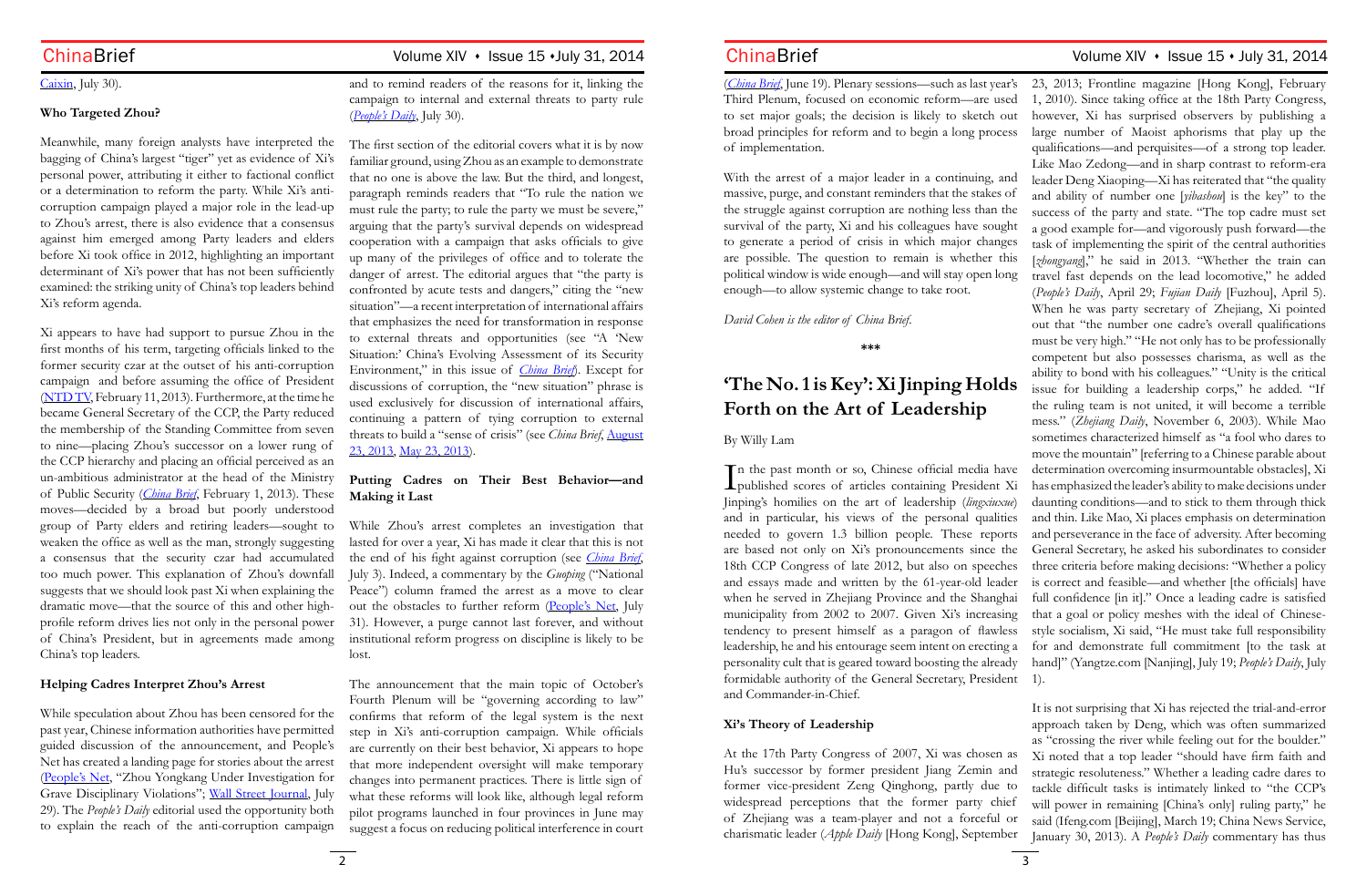Caixin, July 30).

### Who Targeted Zhou?

Meanwhile, many foreign analysts have interpreted the bagging of China's largest "tiger" yet as evidence of Xi's personal power, attributing it either to factional conflict or a determination to reform the party. While Xi's anti-corruption campaign played a major role in the lead-up to Zhou's arrest, there is also evidence that a consensus against him emerged among Party leaders and elders before Xi took office in 2012, highlighting an important determinant of Xi's power that has not been sufficiently examined: the striking unity of China's top leaders behind Xi's reform agenda.

Xi appears to have had support to pursue Zhou in the first months of his term, targeting officials linked to the former security czar at the outset of his anti-corruption campaign and before assuming the office of President (NTD TV, February 11, 2013). Furthermore, at the time he became General Secretary of the CCP, the Party reduced the membership of the Standing Committee from seven to nine—placing Zhou's successor on a lower rung of the CCP hierarchy and placing an official perceived as an un-ambitious administrator at the head of the Ministry of Public Security (*China Brief*, February 1, 2013). These moves—decided by a broad but poorly understood group of Party elders and retiring leaders—sought to weaken the office as well as the man, strongly suggesting a consensus that the security czar had accumulated too much power. This explanation of Zhou's downfall suggests that we should look past Xi when explaining the dramatic move—that the source of this and other high-profile reform drives lies not only in the personal power of China's President, but in agreements made among China's top leaders.

### Helping Cadres Interpret Zhou's Arrest

While speculation about Zhou has been censored for the past year, Chinese information authorities have permitted guided discussion of the announcement, and People's Net has created a landing page for stories about the arrest (People's Net, "Zhou Yongkang Under Investigation for Grave Disciplinary Violations"; Wall Street Journal, July 29). The *People's Daily* editorial used the opportunity both to explain the reach of the anti-corruption campaign and to remind readers of the reasons for it, linking the campaign to internal and external threats to party rule (*People's Daily*, July 30).

The first section of the editorial covers what it is by now familiar ground, using Zhou as an example to demonstrate that no one is above the law. But the third, and longest, paragraph reminds readers that "To rule the nation we must rule the party; to rule the party we must be severe," arguing that the party's survival depends on widespread cooperation with a campaign that asks officials to give up many of the privileges of office and to tolerate the danger of arrest. The editorial argues that "the party is confronted by acute tests and dangers," citing the "new situation"—a recent interpretation of international affairs that emphasizes the need for transformation in response to external threats and opportunities (see "A 'New Situation:' China's Evolving Assessment of its Security Environment," in this issue of *China Brief*). Except for discussions of corruption, the "new situation" phrase is used exclusively for discussion of international affairs, continuing a pattern of tying corruption to external threats to build a "sense of crisis" (see *China Brief*, August 23, 2013, May 23, 2013).

### Putting Cadres on Their Best Behavior—and Making it Last

While Zhou's arrest completes an investigation that lasted for over a year, Xi has made it clear that this is not the end of his fight against corruption (see *China Brief*, July 3). Indeed, a commentary by the *Guoping* ("National Peace") column framed the arrest as a move to clear out the obstacles to further reform (People's Net, July 31). However, a purge cannot last forever, and without institutional reform progress on discipline is likely to be lost.

The announcement that the main topic of October's Fourth Plenum will be "governing according to law" confirms that reform of the legal system is the next step in Xi's anti-corruption campaign. While officials are currently on their best behavior, Xi appears to hope that more independent oversight will make temporary changes into permanent practices. There is little sign of what these reforms will look like, although legal reform pilot programs launched in four provinces in June may suggest a focus on reducing political interference in court (*China Brief*, June 19). Plenary sessions—such as last year's Third Plenum, focused on economic reform—are used to set major goals; the decision is likely to sketch out broad principles for reform and to begin a long process of implementation.

With the arrest of a major leader in a continuing, and massive, purge, and constant reminders that the stakes of the struggle against corruption are nothing less than the survival of the party, Xi and his colleagues have sought to generate a period of crisis in which major changes are possible. The question to remain is whether this political window is wide enough—and will stay open long enough—to allow systemic change to take root.

*David Cohen is the editor of China Brief.*

\*\*\*

# 'The No. 1 is Key': Xi Jinping Holds Forth on the Art of Leadership

By Willy Lam

In the past month or so, Chinese official media have published scores of articles containing President Xi Jinping's homilies on the art of leadership (*lingxiuxue*) and in particular, his views of the personal qualities needed to govern 1.3 billion people. These reports are based not only on Xi's pronouncements since the 18th CCP Congress of late 2012, but also on speeches and essays made and written by the 61-year-old leader when he served in Zhejiang Province and the Shanghai municipality from 2002 to 2007. Given Xi's increasing tendency to present himself as a paragon of flawless leadership, he and his entourage seem intent on erecting a personality cult that is geared toward boosting the already formidable authority of the General Secretary, President and Commander-in-Chief.

### Xi's Theory of Leadership

At the 17th Party Congress of 2007, Xi was chosen as Hu's successor by former president Jiang Zemin and former vice-president Zeng Qinghong, partly due to widespread perceptions that the former party chief of Zhejiang was a team-player and not a forceful or charismatic leader (*Apple Daily* [Hong Kong], September 23, 2013; Frontline magazine [Hong Kong], February 1, 2010). Since taking office at the 18th Party Congress, however, Xi has surprised observers by publishing a large number of Maoist aphorisms that play up the qualifications—and perquisites—of a strong top leader. Like Mao Zedong—and in sharp contrast to reform-era leader Deng Xiaoping—Xi has reiterated that "the quality and ability of number one [*yibashou*] is the key" to the success of the party and state. "The top cadre must set a good example for—and vigorously push forward—the task of implementing the spirit of the central authorities [*zhongyang*]," he said in 2013. "Whether the train can travel fast depends on the lead locomotive," he added (*People's Daily*, April 29; *Fujian Daily* [Fuzhou], April 5). When he was party secretary of Zhejiang, Xi pointed out that "the number one cadre's overall qualifications must be very high." "He not only has to be professionally competent but also possesses charisma, as well as the ability to bond with his colleagues." "Unity is the critical issue for building a leadership corps," he added. "If the ruling team is not united, it will become a terrible mess." (*Zhejiang Daily*, November 6, 2003). While Mao sometimes characterized himself as "a fool who dares to move the mountain" [referring to a Chinese parable about determination overcoming insurmountable obstacles], Xi has emphasized the leader's ability to make decisions under daunting conditions—and to stick to them through thick and thin. Like Mao, Xi places emphasis on determination and perseverance in the face of adversity. After becoming General Secretary, he asked his subordinates to consider three criteria before making decisions: "Whether a policy is correct and feasible—and whether [the officials] have full confidence [in it]." Once a leading cadre is satisfied that a goal or policy meshes with the ideal of Chinese-style socialism, Xi said, "He must take full responsibility for and demonstrate full commitment [to the task at hand]" (Yangtze.com [Nanjing], July 19; *People's Daily*, July 1).

It is not surprising that Xi has rejected the trial-and-error approach taken by Deng, which was often summarized as "crossing the river while feeling out for the boulder." Xi noted that a top leader "should have firm faith and strategic resoluteness." Whether a leading cadre dares to tackle difficult tasks is intimately linked to "the CCP's will power in remaining [China's only] ruling party," he said (Ifeng.com [Beijing], March 19; China News Service, January 30, 2013). A *People's Daily* commentary has thus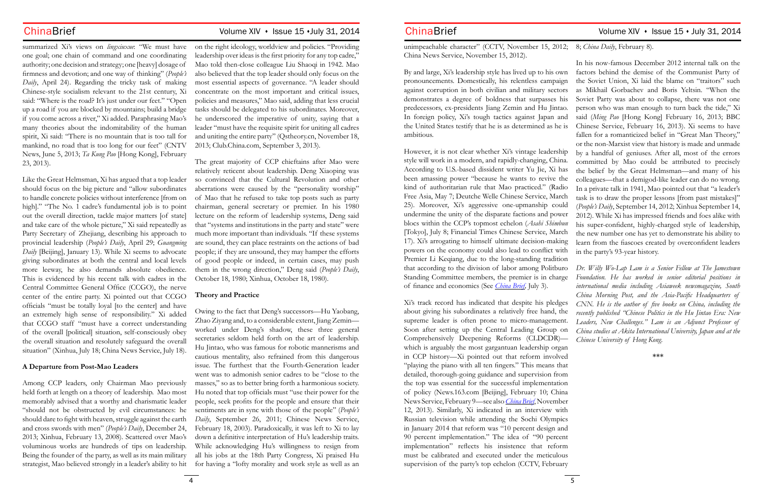summarized Xi's views on *lingxiuxue*: "We must have one goal; one chain of command and one coordinating authority; one decision and strategy; one [heavy] dosage of firmness and devotion; and one way of thinking" (*People's Daily*, April 24). Regarding the tricky task of making Chinese-style socialism relevant to the 21st century, Xi said: "Where is the road? It's just under our feet." "Open up a road if you are blocked by mountains; build a bridge if you come across a river," Xi added. Paraphrasing Mao's many theories about the indomitability of the human spirit, Xi said: "There is no mountain that is too tall for mankind, no road that is too long for our feet" (CNTV News, June 5, 2013; *Ta Kung Pao* [Hong Kong], February 23, 2013).

Like the Great Helmsman, Xi has argued that a top leader should focus on the big picture and "allow subordinates to handle concrete policies without interference [from on high]." "The No. 1 cadre's fundamental job is to point out the overall direction, tackle major matters [of state] and take care of the whole picture," Xi said repeatedly as Party Secretary of Zhejiang, describing his approach to provincial leadership (*People's Daily*, April 29; *Guangming Daily* [Beijing], January 13). While Xi seems to advocate giving subordinates at both the central and local levels more leeway, he also demands absolute obedience. This is evidenced by his recent talk with cadres in the Central Committee General Office (CCGO), the nerve center of the entire party. Xi pointed out that CCGO officials "must be totally loyal [to the center] and have an extremely high sense of responsibility." Xi added that CCGO staff "must have a correct understanding of the overall [political] situation, self-consciously obey the overall situation and resolutely safeguard the overall situation" (Xinhua, July 18; China News Service, July 18).

### A Departure from Post-Mao Leaders

Among CCP leaders, only Chairman Mao previously held forth at length on a theory of leadership. Mao most memorably advised that a worthy and charismatic leader "should not be obstructed by evil circumstances: he should dare to fight with heaven, struggle against the earth and cross swords with men" (*People's Daily*, December 24, 2013; Xinhua, February 13, 2008). Scattered over Mao's voluminous works are hundreds of tips on leadership. Being the founder of the party, as well as its main military strategist, Mao believed strongly in a leader's ability to hit on the right ideology, worldview and policies. "Providing leadership over ideas is the first priority for any top cadre," Mao told then-close colleague Liu Shaoqi in 1942. Mao also believed that the top leader should only focus on the most essential aspects of governance. "A leader should concentrate on the most important and critical issues, policies and measures," Mao said, adding that less crucial tasks should be delegated to his subordinates. Moreover, he underscored the imperative of unity, saying that a leader "must have the requisite spirit for uniting all cadres and uniting the entire party" (Qstheory.cn, November 18, 2013; Club.China.com, September 3, 2013).

The great majority of CCP chieftains after Mao were relatively reticent about leadership. Deng Xiaoping was so convinced that the Cultural Revolution and other aberrations were caused by the "personality worship" of Mao that he refused to take top posts such as party chairman, general secretary or premier. In his 1980 lecture on the reform of leadership systems, Deng said that "systems and institutions in the party and state" were much more important than individuals. "If these systems are sound, they can place restraints on the actions of bad people; if they are unsound, they may hamper the efforts of good people or indeed, in certain cases, may push them in the wrong direction," Deng said (*People's Daily*, October 18, 1980; Xinhua, October 18, 1980).

### Theory and Practice

Owing to the fact that Deng's successors—Hu Yaobang, Zhao Ziyang and, to a considerable extent, Jiang Zemin—worked under Deng's shadow, these three general secretaries seldom held forth on the art of leadership. Hu Jintao, who was famous for robotic mannerisms and cautious mentality, also refrained from this dangerous issue. The furthest that the Fourth-Generation leader went was to admonish senior cadres to be "close to the masses," so as to better bring forth a harmonious society. Hu noted that top officials must "use their power for the people, seek profits for the people and ensure that their sentiments are in sync with those of the people" (*People's Daily*, September 26, 2011; Chinese News Service, February 18, 2003). Paradoxically, it was left to Xi to lay down a definitive interpretation of Hu's leadership traits. While acknowledging Hu's willingness to resign from all his jobs at the 18th Party Congress, Xi praised Hu for having a "lofty morality and work style as well as an unimpeachable character" (CCTV, November 15, 2012; China News Service, November 15, 2012).

By and large, Xi's leadership style has lived up to his own pronouncements. Domestically, his relentless campaign against corruption in both civilian and military sectors demonstrates a degree of boldness that surpasses his predecessors, ex-presidents Jiang Zemin and Hu Jintao. In foreign policy, Xi's tough tactics against Japan and the United States testify that he is as determined as he is ambitious.

However, it is not clear whether Xi's vintage leadership style will work in a modern, and rapidly-changing, China. According to U.S.-based dissident writer Yu Jie, Xi has been amassing power "because he wants to revive the kind of authoritarian rule that Mao practiced." (Radio Free Asia, May 7; Deutche Welle Chinese Service, March 25). Moreover, Xi's aggressive one-upmanship could undermine the unity of the disparate factions and power blocs within the CCP's topmost echelon (*Asahi Shimbun* [Tokyo], July 8; Financial Times Chinese Service, March 17). Xi's arrogating to himself ultimate decision-making powers on the economy could also lead to conflict with Premier Li Keqiang, due to the long-standing tradition that according to the division of labor among Politburo Standing Committee members, the premier is in charge of finance and economics (See *China Brief*, July 3).

Xi's track record has indicated that despite his pledges about giving his subordinates a relatively free hand, the supreme leader is often prone to micro-management. Soon after setting up the Central Leading Group on Comprehensively Deepening Reforms (CLDCDR)—which is arguably the most gargantuan leadership organ in CCP history—Xi pointed out that reform involved "playing the piano with all ten fingers." This means that detailed, thorough-going guidance and supervision from the top was essential for the successful implementation of policy (News.163.com [Beijing], February 10; China News Service, February 9—see also *China Brief*, November 12, 2013). Similarly, Xi indicated in an interview with Russian television while attending the Sochi Olympics in January 2014 that reform was "10 percent design and 90 percent implementation." The idea of "90 percent implementation" reflects his insistence that reform must be calibrated and executed under the meticulous supervision of the party's top echelon (CCTV, February 8; *China Daily*, February 8).

In his now-famous December 2012 internal talk on the factors behind the demise of the Communist Party of the Soviet Union, Xi laid the blame on "traitors" such as Mikhail Gorbachev and Boris Yeltsin. "When the Soviet Party was about to collapse, there was not one person who was man enough to turn back the tide," Xi said (*Ming Pao* [Hong Kong] February 16, 2013; BBC Chinese Service, February 16, 2013). Xi seems to have fallen for a romanticized belief in "Great Man Theory," or the non-Marxist view that history is made and unmade by a handful of geniuses. After all, most of the errors committed by Mao could be attributed to precisely the belief by the Great Helmsman—and many of his colleagues—that a demigod-like leader can do no wrong. In a private talk in 1941, Mao pointed out that "a leader's task is to draw the proper lessons [from past mistakes]" (*People's Daily*, September 14, 2012; Xinhua September 14, 2012). While Xi has impressed friends and foes alike with his super-confident, highly-charged style of leadership, the new number one has yet to demonstrate his ability to learn from the fiascoes created by overconfident leaders in the party's 93-year history.

*Dr. Willy Wo-Lap Lam is a Senior Fellow at The Jamestown Foundation. He has worked in senior editorial positions in international media including Asiaweek newsmagazine, South China Morning Post, and the Asia-Pacific Headquarters of CNN. He is the author of five books on China, including the recently published "Chinese Politics in the Hu Jintao Era: New Leaders, New Challenges." Lam is an Adjunct Professor of China studies at Akita International University, Japan and at the Chinese University of Hong Kong.*

\*\*\*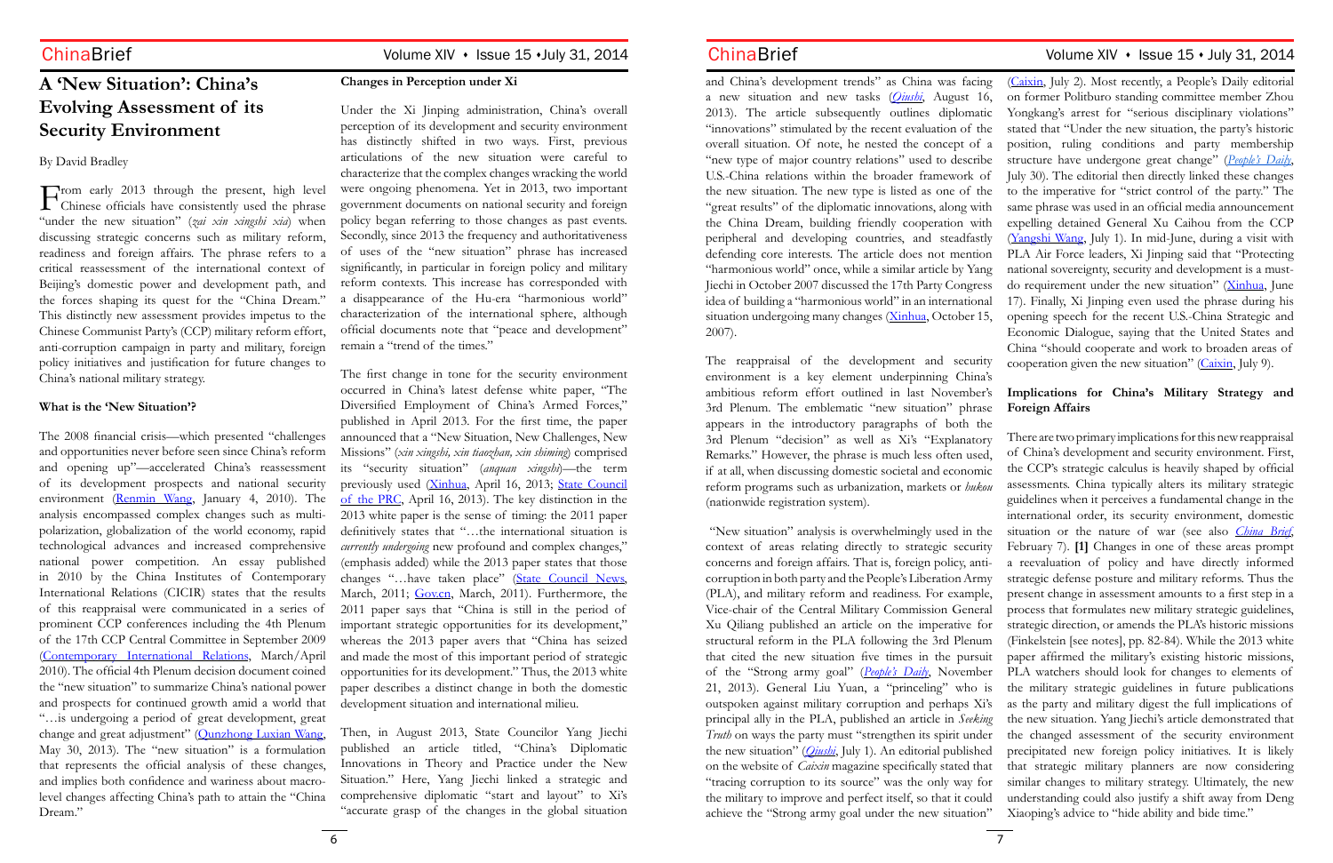# A 'New Situation': China's Evolving Assessment of its Security Environment

By David Bradley

From early 2013 through the present, high level Chinese officials have consistently used the phrase "under the new situation" (*zai xin xingshi xia*) when discussing strategic concerns such as military reform, readiness and foreign affairs. The phrase refers to a critical reassessment of the international context of Beijing's domestic power and development path, and the forces shaping its quest for the "China Dream." This distinctly new assessment provides impetus to the Chinese Communist Party's (CCP) military reform effort, anti-corruption campaign in party and military, foreign policy initiatives and justification for future changes to China's national military strategy.

### What is the 'New Situation'?

The 2008 financial crisis—which presented "challenges and opportunities never before seen since China's reform and opening up"—accelerated China's reassessment of its development prospects and national security environment (Renmin Wang, January 4, 2010). The analysis encompassed complex changes such as multi-polarization, globalization of the world economy, rapid technological advances and increased comprehensive national power competition. An essay published in 2010 by the China Institutes of Contemporary International Relations (CICIR) states that the results of this reappraisal were communicated in a series of prominent CCP conferences including the 4th Plenum of the 17th CCP Central Committee in September 2009 (Contemporary International Relations, March/April 2010). The official 4th Plenum decision document coined the "new situation" to summarize China's national power and prospects for continued growth amid a world that "…is undergoing a period of great development, great change and great adjustment" (Qunzhong Luxian Wang, May 30, 2013). The "new situation" is a formulation that represents the official analysis of these changes, and implies both confidence and wariness about macro-level changes affecting China's path to attain the "China Dream."

### Changes in Perception under Xi

Under the Xi Jinping administration, China's overall perception of its development and security environment has distinctly shifted in two ways. First, previous articulations of the new situation were careful to characterize that the complex changes wracking the world were ongoing phenomena. Yet in 2013, two important government documents on national security and foreign policy began referring to those changes as past events. Secondly, since 2013 the frequency and authoritativeness of uses of the "new situation" phrase has increased significantly, in particular in foreign policy and military reform contexts. This increase has corresponded with a disappearance of the Hu-era "harmonious world" characterization of the international sphere, although official documents note that "peace and development" remain a "trend of the times."

The first change in tone for the security environment occurred in China's latest defense white paper, "The Diversified Employment of China's Armed Forces," published in April 2013. For the first time, the paper announced that a "New Situation, New Challenges, New Missions" (*xin xingshi, xin tiaozhan, xin shiming*) comprised its "security situation" (*anquan xingshi*)—the term previously used (Xinhua, April 16, 2013; State Council of the PRC, April 16, 2013). The key distinction in the 2013 white paper is the sense of timing: the 2011 paper definitively states that "…the international situation is *currently undergoing* new profound and complex changes," (emphasis added) while the 2013 paper states that those changes "…have taken place" (State Council News, March, 2011; Gov.cn, March, 2011). Furthermore, the 2011 paper says that "China is still in the period of important strategic opportunities for its development," whereas the 2013 paper avers that "China has seized and made the most of this important period of strategic opportunities for its development." Thus, the 2013 white paper describes a distinct change in both the domestic development situation and international milieu.

Then, in August 2013, State Councilor Yang Jiechi published an article titled, "China's Diplomatic Innovations in Theory and Practice under the New Situation." Here, Yang Jiechi linked a strategic and comprehensive diplomatic "start and layout" to Xi's "accurate grasp of the changes in the global situation and China's development trends" as China was facing a new situation and new tasks (*Qiushi*, August 16, 2013). The article subsequently outlines diplomatic "innovations" stimulated by the recent evaluation of the overall situation. Of note, he nested the concept of a "new type of major country relations" used to describe U.S.-China relations within the broader framework of the new situation. The new type is listed as one of the "great results" of the diplomatic innovations, along with the China Dream, building friendly cooperation with peripheral and developing countries, and steadfastly defending core interests. The article does not mention "harmonious world" once, while a similar article by Yang Jiechi in October 2007 discussed the 17th Party Congress idea of building a "harmonious world" in an international situation undergoing many changes (Xinhua, October 15, 2007).

The reappraisal of the development and security environment is a key element underpinning China's ambitious reform effort outlined in last November's 3rd Plenum. The emblematic "new situation" phrase appears in the introductory paragraphs of both the 3rd Plenum "decision" as well as Xi's "Explanatory Remarks." However, the phrase is much less often used, if at all, when discussing domestic societal and economic reform programs such as urbanization, markets or *hukou* (nationwide registration system).

"New situation" analysis is overwhelmingly used in the context of areas relating directly to strategic security concerns and foreign affairs. That is, foreign policy, anti-corruption in both party and the People's Liberation Army (PLA), and military reform and readiness. For example, Vice-chair of the Central Military Commission General Xu Qiliang published an article on the imperative for structural reform in the PLA following the 3rd Plenum that cited the new situation five times in the pursuit of the "Strong army goal" (*People's Daily*, November 21, 2013). General Liu Yuan, a "princeling" who is outspoken against military corruption and perhaps Xi's principal ally in the PLA, published an article in *Seeking Truth* on ways the party must "strengthen its spirit under the new situation" (*Qiushi*, July 1). An editorial published on the website of *Caixin* magazine specifically stated that "tracing corruption to its source" was the only way for the military to improve and perfect itself, so that it could achieve the "Strong army goal under the new situation" (Caixin, July 2). Most recently, a People's Daily editorial on former Politburo standing committee member Zhou Yongkang's arrest for "serious disciplinary violations" stated that "Under the new situation, the party's historic position, ruling conditions and party membership structure have undergone great change" (*People's Daily*, July 30). The editorial then directly linked these changes to the imperative for "strict control of the party." The same phrase was used in an official media announcement expelling detained General Xu Caihou from the CCP (Yangshi Wang, July 1). In mid-June, during a visit with PLA Air Force leaders, Xi Jinping said that "Protecting national sovereignty, security and development is a must-do requirement under the new situation" (Xinhua, June 17). Finally, Xi Jinping even used the phrase during his opening speech for the recent U.S.-China Strategic and Economic Dialogue, saying that the United States and China "should cooperate and work to broaden areas of cooperation given the new situation" (Caixin, July 9).

### Implications for China's Military Strategy and Foreign Affairs

There are two primary implications for this new reappraisal of China's development and security environment. First, the CCP's strategic calculus is heavily shaped by official assessments. China typically alters its military strategic guidelines when it perceives a fundamental change in the international order, its security environment, domestic situation or the nature of war (see also *China Brief*, February 7). [1] Changes in one of these areas prompt a reevaluation of policy and have directly informed strategic defense posture and military reforms. Thus the present change in assessment amounts to a first step in a process that formulates new military strategic guidelines, strategic direction, or amends the PLA's historic missions (Finkelstein [see notes], pp. 82-84). While the 2013 white paper affirmed the military's existing historic missions, PLA watchers should look for changes to elements of the military strategic guidelines in future publications as the party and military digest the full implications of the new situation. Yang Jiechi's article demonstrated that the changed assessment of the security environment precipitated new foreign policy initiatives. It is likely that strategic military planners are now considering similar changes to military strategy. Ultimately, the new understanding could also justify a shift away from Deng Xiaoping's advice to "hide ability and bide time."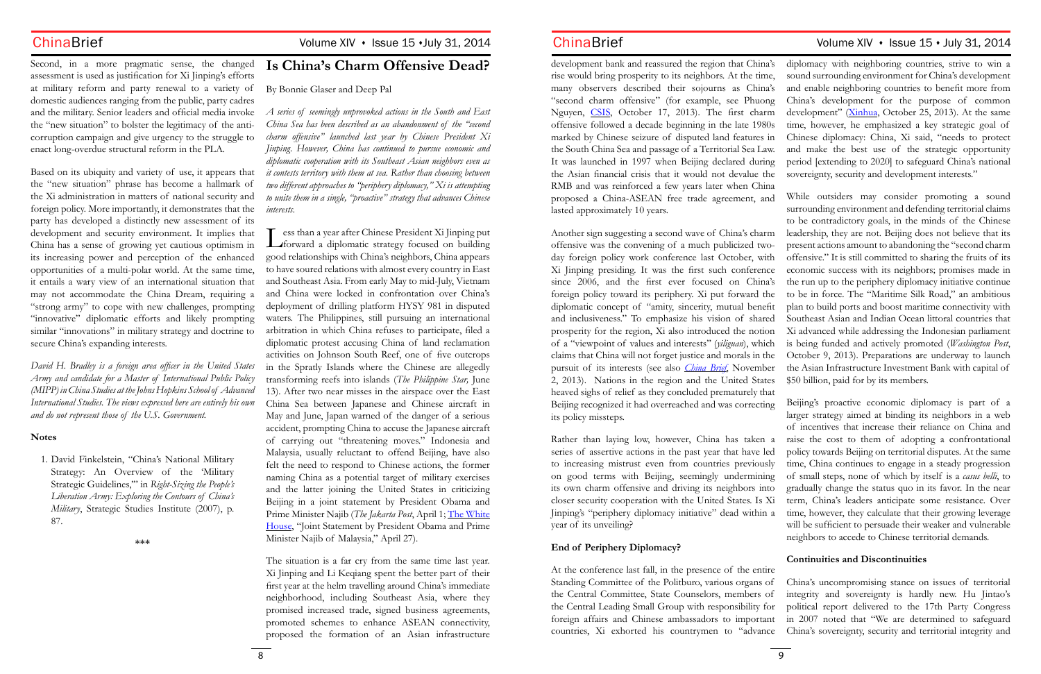Second, in a more pragmatic sense, the changed assessment is used as justification for Xi Jinping's efforts at military reform and party renewal to a variety of domestic audiences ranging from the public, party cadres and the military. Senior leaders and official media invoke the "new situation" to bolster the legitimacy of the anti-corruption campaign and give urgency to the struggle to enact long-overdue structural reform in the PLA.

Based on its ubiquity and variety of use, it appears that the "new situation" phrase has become a hallmark of the Xi administration in matters of national security and foreign policy. More importantly, it demonstrates that the party has developed a distinctly new assessment of its development and security environment. It implies that China has a sense of growing yet cautious optimism in its increasing power and perception of the enhanced opportunities of a multi-polar world. At the same time, it entails a wary view of an international situation that may not accommodate the China Dream, requiring a "strong army" to cope with new challenges, prompting "innovative" diplomatic efforts and likely prompting similar "innovations" in military strategy and doctrine to secure China's expanding interests.

*David H. Bradley is a foreign area officer in the United States Army and candidate for a Master of International Public Policy (MIPP) in China Studies at the Johns Hopkins School of Advanced International Studies. The views expressed here are entirely his own and do not represent those of the U.S. Government.*

**Notes**

1. David Finkelstein, "China's National Military Strategy: An Overview of the 'Military Strategic Guidelines,'" in *Right-Sizing the People's Liberation Army: Exploring the Contours of China's Military*, Strategic Studies Institute (2007), p. 87.

\*\*\*

# Is China's Charm Offensive Dead?

By Bonnie Glaser and Deep Pal

*A series of seemingly unprovoked actions in the South and East China Sea has been described as an abandonment of the "second charm offensive" launched last year by Chinese President Xi Jinping. However, China has continued to pursue economic and diplomatic cooperation with its Southeast Asian neighbors even as it contests territory with them at sea. Rather than choosing between two different approaches to "periphery diplomacy," Xi is attempting to unite them in a single, "proactive" strategy that advances Chinese interests.*

Less than a year after Chinese President Xi Jinping put forward a diplomatic strategy focused on building good relationships with China's neighbors, China appears to have soured relations with almost every country in East and Southeast Asia. From early May to mid-July, Vietnam and China were locked in confrontation over China's deployment of drilling platform HYSY 981 in disputed waters. The Philippines, still pursuing an international arbitration in which China refuses to participate, filed a diplomatic protest accusing China of land reclamation activities on Johnson South Reef, one of five outcrops in the Spratly Islands where the Chinese are allegedly transforming reefs into islands (*The Philippine Star,* June 13). After two near misses in the airspace over the East China Sea between Japanese and Chinese aircraft in May and June, Japan warned of the danger of a serious accident, prompting China to accuse the Japanese aircraft of carrying out "threatening moves." Indonesia and Malaysia, usually reluctant to offend Beijing, have also felt the need to respond to Chinese actions, the former naming China as a potential target of military exercises and the latter joining the United States in criticizing Beijing in a joint statement by President Obama and Prime Minister Najib (*The Jakarta Post*, April 1; The White House, "Joint Statement by President Obama and Prime Minister Najib of Malaysia," April 27).

The situation is a far cry from the same time last year. Xi Jinping and Li Keqiang spent the better part of their first year at the helm travelling around China's immediate neighborhood, including Southeast Asia, where they promised increased trade, signed business agreements, promoted schemes to enhance ASEAN connectivity, proposed the formation of an Asian infrastructure development bank and reassured the region that China's rise would bring prosperity to its neighbors. At the time, many observers described their sojourns as China's "second charm offensive" (for example, see Phuong Nguyen, CSIS, October 17, 2013). The first charm offensive followed a decade beginning in the late 1980s marked by Chinese seizure of disputed land features in the South China Sea and passage of a Territorial Sea Law. It was launched in 1997 when Beijing declared during the Asian financial crisis that it would not devalue the RMB and was reinforced a few years later when China proposed a China-ASEAN free trade agreement, and lasted approximately 10 years.

Another sign suggesting a second wave of China's charm offensive was the convening of a much publicized two-day foreign policy work conference last October, with Xi Jinping presiding. It was the first such conference since 2006, and the first ever focused on China's foreign policy toward its periphery. Xi put forward the diplomatic concept of "amity, sincerity, mutual benefit and inclusiveness." To emphasize his vision of shared prosperity for the region, Xi also introduced the notion of a "viewpoint of values and interests" (*yiliguan*), which claims that China will not forget justice and morals in the pursuit of its interests (see also *China Brief*, November 2, 2013). Nations in the region and the United States heaved sighs of relief as they concluded prematurely that Beijing recognized it had overreached and was correcting its policy missteps.

Rather than laying low, however, China has taken a series of assertive actions in the past year that have led to increasing mistrust even from countries previously on good terms with Beijing, seemingly undermining its own charm offensive and driving its neighbors into closer security cooperation with the United States. Is Xi Jinping's "periphery diplomacy initiative" dead within a year of its unveiling?

**End of Periphery Diplomacy?**

At the conference last fall, in the presence of the entire Standing Committee of the Politburo, various organs of the Central Committee, State Counselors, members of the Central Leading Small Group with responsibility for foreign affairs and Chinese ambassadors to important countries, Xi exhorted his countrymen to "advance diplomacy with neighboring countries, strive to win a sound surrounding environment for China's development and enable neighboring countries to benefit more from China's development for the purpose of common development" (Xinhua, October 25, 2013). At the same time, however, he emphasized a key strategic goal of Chinese diplomacy: China, Xi said, "needs to protect and make the best use of the strategic opportunity period [extending to 2020] to safeguard China's national sovereignty, security and development interests."

While outsiders may consider promoting a sound surrounding environment and defending territorial claims to be contradictory goals, in the minds of the Chinese leadership, they are not. Beijing does not believe that its present actions amount to abandoning the "second charm offensive." It is still committed to sharing the fruits of its economic success with its neighbors; promises made in the run up to the periphery diplomacy initiative continue to be in force. The "Maritime Silk Road," an ambitious plan to build ports and boost maritime connectivity with Southeast Asian and Indian Ocean littoral countries that Xi advanced while addressing the Indonesian parliament is being funded and actively promoted (*Washington Post*, October 9, 2013). Preparations are underway to launch the Asian Infrastructure Investment Bank with capital of $50 billion, paid for by its members.

Beijing's proactive economic diplomacy is part of a larger strategy aimed at binding its neighbors in a web of incentives that increase their reliance on China and raise the cost to them of adopting a confrontational policy towards Beijing on territorial disputes. At the same time, China continues to engage in a steady progression of small steps, none of which by itself is a *casus belli*, to gradually change the status quo in its favor. In the near term, China's leaders anticipate some resistance. Over time, however, they calculate that their growing leverage will be sufficient to persuade their weaker and vulnerable neighbors to accede to Chinese territorial demands.

**Continuities and Discontinuities**

China's uncompromising stance on issues of territorial integrity and sovereignty is hardly new. Hu Jintao's political report delivered to the 17th Party Congress in 2007 noted that "We are determined to safeguard China's sovereignty, security and territorial integrity and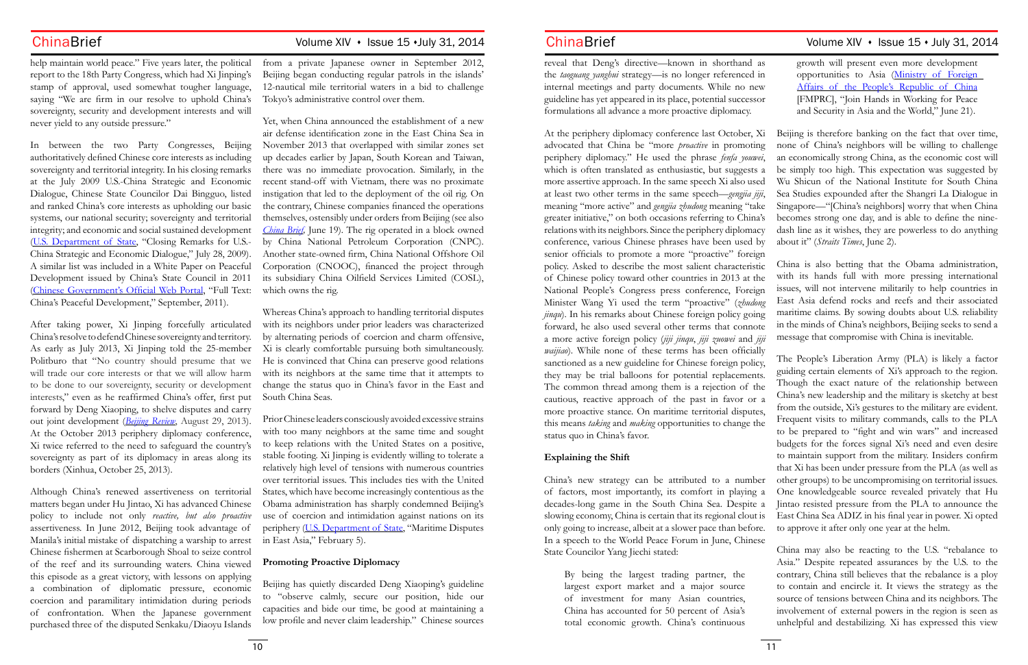help maintain world peace." Five years later, the political report to the 18th Party Congress, which had Xi Jinping's stamp of approval, used somewhat tougher language, saying "We are firm in our resolve to uphold China's sovereignty, security and development interests and will never yield to any outside pressure."

In between the two Party Congresses, Beijing authoritatively defined Chinese core interests as including sovereignty and territorial integrity. In his closing remarks at the July 2009 U.S.-China Strategic and Economic Dialogue, Chinese State Councilor Dai Bingguo, listed and ranked China's core interests as upholding our basic systems, our national security; sovereignty and territorial integrity; and economic and social sustained development (U.S. Department of State, "Closing Remarks for U.S.-China Strategic and Economic Dialogue," July 28, 2009). A similar list was included in a White Paper on Peaceful Development issued by China's State Council in 2011 (Chinese Government's Official Web Portal, "Full Text: China's Peaceful Development," September, 2011).

After taking power, Xi Jinping forcefully articulated China's resolve to defend Chinese sovereignty and territory. As early as July 2013, Xi Jinping told the 25-member Politburo that "No country should presume that we will trade our core interests or that we will allow harm to be done to our sovereignty, security or development interests," even as he reaffirmed China's offer, first put forward by Deng Xiaoping, to shelve disputes and carry out joint development (*Beijing Review*, August 29, 2013). At the October 2013 periphery diplomacy conference, Xi twice referred to the need to safeguard the country's sovereignty as part of its diplomacy in areas along its borders (Xinhua, October 25, 2013).

Although China's renewed assertiveness on territorial matters began under Hu Jintao, Xi has advanced Chinese policy to include not only *reactive, but also proactive* assertiveness. In June 2012, Beijing took advantage of Manila's initial mistake of dispatching a warship to arrest Chinese fishermen at Scarborough Shoal to seize control of the reef and its surrounding waters. China viewed this episode as a great victory, with lessons on applying a combination of diplomatic pressure, economic coercion and paramilitary intimidation during periods of confrontation. When the Japanese government purchased three of the disputed Senkaku/Diaoyu Islands from a private Japanese owner in September 2012, Beijing began conducting regular patrols in the islands' 12-nautical mile territorial waters in a bid to challenge Tokyo's administrative control over them.

Yet, when China announced the establishment of a new air defense identification zone in the East China Sea in November 2013 that overlapped with similar zones set up decades earlier by Japan, South Korean and Taiwan, there was no immediate provocation. Similarly, in the recent stand-off with Vietnam, there was no proximate instigation that led to the deployment of the oil rig. On the contrary, Chinese companies financed the operations themselves, ostensibly under orders from Beijing (see also *China Brief*, June 19). The rig operated in a block owned by China National Petroleum Corporation (CNPC). Another state-owned firm, China National Offshore Oil Corporation (CNOOC), financed the project through its subsidiary China Oilfield Services Limited (COSL), which owns the rig.

Whereas China's approach to handling territorial disputes with its neighbors under prior leaders was characterized by alternating periods of coercion and charm offensive, Xi is clearly comfortable pursuing both simultaneously. He is convinced that China can preserve good relations with its neighbors at the same time that it attempts to change the status quo in China's favor in the East and South China Seas.

Prior Chinese leaders consciously avoided excessive strains with too many neighbors at the same time and sought to keep relations with the United States on a positive, stable footing. Xi Jinping is evidently willing to tolerate a relatively high level of tensions with numerous countries over territorial issues. This includes ties with the United States, which have become increasingly contentious as the Obama administration has sharply condemned Beijing's use of coercion and intimidation against nations on its periphery (U.S. Department of State, "Maritime Disputes in East Asia," February 5).

## Promoting Proactive Diplomacy

Beijing has quietly discarded Deng Xiaoping's guideline to "observe calmly, secure our position, hide our capacities and bide our time, be good at maintaining a low profile and never claim leadership." Chinese sources reveal that Deng's directive—known in shorthand as the *taoguang yanghui* strategy—is no longer referenced in internal meetings and party documents. While no new guideline has yet appeared in its place, potential successor formulations all advance a more proactive diplomacy.

At the periphery diplomacy conference last October, Xi advocated that China be "more *proactive* in promoting periphery diplomacy." He used the phrase *fenfa youwei*, which is often translated as enthusiastic, but suggests a more assertive approach. In the same speech Xi also used at least two other terms in the same speech—*gengjia jiji*, meaning "more active" and *gengjia zhudong* meaning "take greater initiative," on both occasions referring to China's relations with its neighbors. Since the periphery diplomacy conference, various Chinese phrases have been used by senior officials to promote a more "proactive" foreign policy. Asked to describe the most salient characteristic of Chinese policy toward other countries in 2013 at the National People's Congress press conference, Foreign Minister Wang Yi used the term "proactive" (*zhudong jinqu*). In his remarks about Chinese foreign policy going forward, he also used several other terms that connote a more active foreign policy (*jiji jinqu*, *jiji zuowei* and *jiji waijiao*). While none of these terms has been officially sanctioned as a new guideline for Chinese foreign policy, they may be trial balloons for potential replacements. The common thread among them is a rejection of the cautious, reactive approach of the past in favor or a more proactive stance. On maritime territorial disputes, this means *taking* and *making* opportunities to change the status quo in China's favor.

## Explaining the Shift

China's new strategy can be attributed to a number of factors, most importantly, its comfort in playing a decades-long game in the South China Sea. Despite a slowing economy, China is certain that its regional clout is only going to increase, albeit at a slower pace than before. In a speech to the World Peace Forum in June, Chinese State Councilor Yang Jiechi stated:

> By being the largest trading partner, the largest export market and a major source of investment for many Asian countries, China has accounted for 50 percent of Asia's total economic growth. China's continuous growth will present even more development opportunities to Asia (Ministry of Foreign Affairs of the People's Republic of China [FMPRC], "Join Hands in Working for Peace and Security in Asia and the World," June 21).

Beijing is therefore banking on the fact that over time, none of China's neighbors will be willing to challenge an economically strong China, as the economic cost will be simply too high. This expectation was suggested by Wu Shicun of the National Institute for South China Sea Studies expounded after the Shangri La Dialogue in Singapore—"[China's neighbors] worry that when China becomes strong one day, and is able to define the nine-dash line as it wishes, they are powerless to do anything about it" (*Straits Times*, June 2).

China is also betting that the Obama administration, with its hands full with more pressing international issues, will not intervene militarily to help countries in East Asia defend rocks and reefs and their associated maritime claims. By sowing doubts about U.S. reliability in the minds of China's neighbors, Beijing seeks to send a message that compromise with China is inevitable.

The People's Liberation Army (PLA) is likely a factor guiding certain elements of Xi's approach to the region. Though the exact nature of the relationship between China's new leadership and the military is sketchy at best from the outside, Xi's gestures to the military are evident. Frequent visits to military commands, calls to the PLA to be prepared to "fight and win wars" and increased budgets for the forces signal Xi's need and even desire to maintain support from the military. Insiders confirm that Xi has been under pressure from the PLA (as well as other groups) to be uncompromising on territorial issues. One knowledgeable source revealed privately that Hu Jintao resisted pressure from the PLA to announce the East China Sea ADIZ in his final year in power. Xi opted to approve it after only one year at the helm.

China may also be reacting to the U.S. "rebalance to Asia." Despite repeated assurances by the U.S. to the contrary, China still believes that the rebalance is a ploy to contain and encircle it. It views the strategy as the source of tensions between China and its neighbors. The involvement of external powers in the region is seen as unhelpful and destabilizing. Xi has expressed this view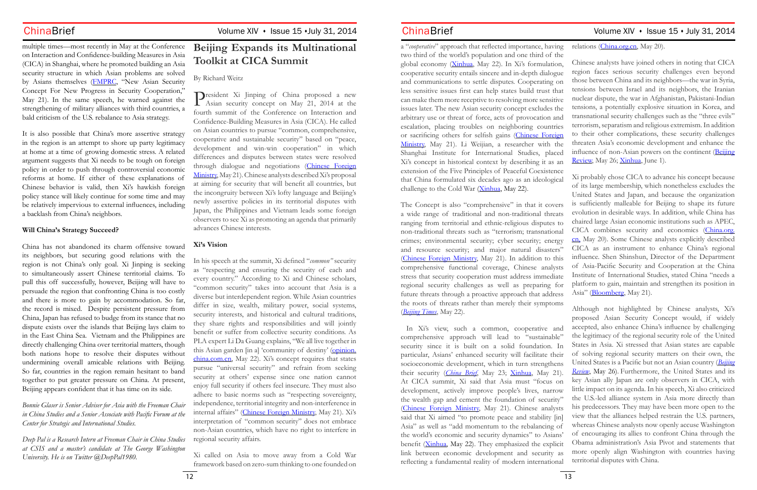multiple times—most recently in May at the Conference on Interaction and Confidence-building Measures in Asia (CICA) in Shanghai, where he promoted building an Asia security structure in which Asian problems are solved by Asians themselves (FMPRC, "New Asian Security Concept For New Progress in Security Cooperation," May 21). In the same speech, he warned against the strengthening of military alliances with third countries, a bald criticism of the U.S. rebalance to Asia strategy.

It is also possible that China's more assertive strategy in the region is an attempt to shore up party legitimacy at home at a time of growing domestic stress. A related argument suggests that Xi needs to be tough on foreign policy in order to push through controversial economic reforms at home. If either of these explanations of Chinese behavior is valid, then Xi's hawkish foreign policy stance will likely continue for some time and may be relatively impervious to external influences, including a backlash from China's neighbors.

**Will China's Strategy Succeed?**

China has not abandoned its charm offensive toward its neighbors, but securing good relations with the region is not China's only goal. Xi Jinping is seeking to simultaneously assert Chinese territorial claims. To pull this off successfully, however, Beijing will have to persuade the region that confronting China is too costly and there is more to gain by accommodation. So far, the record is mixed. Despite persistent pressure from China, Japan has refused to budge from its stance that no dispute exists over the islands that Beijing lays claim to in the East China Sea. Vietnam and the Philippines are directly challenging China over territorial matters, though both nations hope to resolve their disputes without undermining overall amicable relations with Beijing. So far, countries in the region remain hesitant to band together to put greater pressure on China. At present, Beijing appears confident that it has time on its side.

*Bonnie Glaser is Senior Adviser for Asia with the Freeman Chair in China Studies and a Senior Associate with Pacific Forum at the Center for Strategic and International Studies.*

*Deep Pal is a Research Intern at Freeman Chair in China Studies at CSIS and a master's candidate at The George Washington University. He is on Twitter @DeepPal1980.*

# Beijing Expands its Multinational Toolkit at CICA Summit

By Richard Weitz

President Xi Jinping of China proposed a new Asian security concept on May 21, 2014 at the fourth summit of the Conference on Interaction and Confidence-Building Measures in Asia (CICA). He called on Asian countries to pursue "common, comprehensive, cooperative and sustainable security" based on "peace, development and win-win cooperation" in which differences and disputes between states were resolved through dialogue and negotiations (Chinese Foreign Ministry, May 21). Chinese analysts described Xi's proposal at aiming for security that will benefit all countries, but the incongruity between Xi's lofty language and Beijing's newly assertive policies in its territorial disputes with Japan, the Philippines and Vietnam leads some foreign observers to see Xi as promoting an agenda that primarily advances Chinese interests.

**Xi's Vision**

In his speech at the summit, Xi defined "*common*" security as "respecting and ensuring the security of each and every country." According to Xi and Chinese scholars, "common security" takes into account that Asia is a diverse but interdependent region. While Asian countries differ in size, wealth, military power, social systems, security interests, and historical and cultural traditions, they share rights and responsibilities and will jointly benefit or suffer from collective security conditions. As PLA expert Li Da Guang explains, "We all live together in this Asian garden [in a] 'community of destiny' (opinion.china.com.cn, May 22). Xi's concept requires that states pursue "universal security" and refrain from seeking security at others' expense since one nation cannot enjoy full security if others feel insecure. They must also adhere to basic norms such as "respecting sovereignty, independence, territorial integrity and non-interference in internal affairs" (Chinese Foreign Ministry, May 21). Xi's interpretation of "common security" does not embrace non-Asian countries, which have no right to interfere in regional security affairs.

Xi called on Asia to move away from a Cold War framework based on zero-sum thinking to one founded on a "*cooperative*" approach that reflected importance, having two third of the world's population and one third of the global economy (Xinhua, May 22). In Xi's formulation, cooperative security entails sincere and in-depth dialogue and communications to settle disputes. Cooperating on less sensitive issues first can help states build trust that can make them more receptive to resolving more sensitive issues later. The new Asian security concept excludes the arbitrary use or threat of force, acts of provocation and escalation, placing troubles on neighboring countries or sacrificing others for selfish gains (Chinese Foreign Ministry, May 21). Li Weijian, a researcher with the Shanghai Institute for International Studies, placed Xi's concept in historical context by describing it as an extension of the Five Principles of Peaceful Coexistence that China formulated six decades ago as an ideological challenge to the Cold War (Xinhua, May 22).

The Concept is also "comprehensive" in that it covers a wide range of traditional and non-traditional threats ranging from territorial and ethnic-religious disputes to non-traditional threats such as "terrorism; transnational crimes; environmental security; cyber security; energy and resource security; and major natural disasters" (Chinese Foreign Ministry, May 21). In addition to this comprehensive functional coverage, Chinese analysts stress that security cooperation must address immediate regional security challenges as well as preparing for future threats through a proactive approach that address the roots of threats rather than merely their symptoms (*Beijing Times*, May 22).

In Xi's view, such a common, cooperative and comprehensive approach will lead to "sustainable" security since it is built on a solid foundation. In particular, Asians' enhanced security will facilitate their socioeconomic development, which in turn strengthens their security (*China Brief*, May 23; Xinhua, May 21). At CICA summit, Xi said that Asia must "focus on development, actively improve people's lives, narrow the wealth gap and cement the foundation of security" (Chinese Foreign Ministry, May 21). Chinese analysts said that Xi aimed "to promote peace and stability [in] Asia" as well as "add momentum to the rebalancing of the world's economic and security dynamics" to Asians' benefit (Xinhua, May 22). They emphasized the explicit link between economic development and security as reflecting a fundamental reality of modern international relations (China.org.cn, May 20).

Chinese analysts have joined others in noting that CICA region faces serious security challenges even beyond those between China and its neighbors—the war in Syria, tensions between Israel and its neighbors, the Iranian nuclear dispute, the war in Afghanistan, Pakistani-Indian tensions, a potentially explosive situation in Korea, and transnational security challenges such as the "three evils" terrorism, separatism and religious extremism. In addition to their other complications, these security challenges threaten Asia's economic development and enhance the influence of non-Asian powers on the continent (Beijing Review, May 26; Xinhua, June 1).

Xi probably chose CICA to advance his concept because of its large membership, which nonetheless excludes the United States and Japan, and because the organization is sufficiently malleable for Beijing to shape its future evolution in desirable ways. In addition, while China has chaired large Asian economic institutions such as APEC, CICA combines security and economics (China.org.cn, May 20). Some Chinese analysts explicitly described CICA as an instrument to enhance China's regional influence. Shen Shinshun, Director of the Department of Asia-Pacific Security and Cooperation at the China Institute of International Studies, stated China "needs a platform to gain, maintain and strengthen its position in Asia" (Bloomberg, May 21).

Although not highlighted by Chinese analysts, Xi's proposed Asian Security Concept would, if widely accepted, also enhance China's influence by challenging the legitimacy of the regional security role of the United States in Asia. Xi stressed that Asian states are capable of solving regional security matters on their own, the United States is a Pacific but not an Asian country (*Beijing Review*, May 26). Furthermore, the United States and its key Asian ally Japan are only observers in CICA, with little impact on its agenda. In his speech, Xi also criticized the U.S.-led alliance system in Asia more directly than his predecessors. They may have been more open to the view that the alliances helped restrain the U.S. partners, whereas Chinese analysts now openly accuse Washington of encouraging its allies to confront China through the Obama administration's Asia Pivot and statements that more openly align Washington with countries having territorial disputes with China.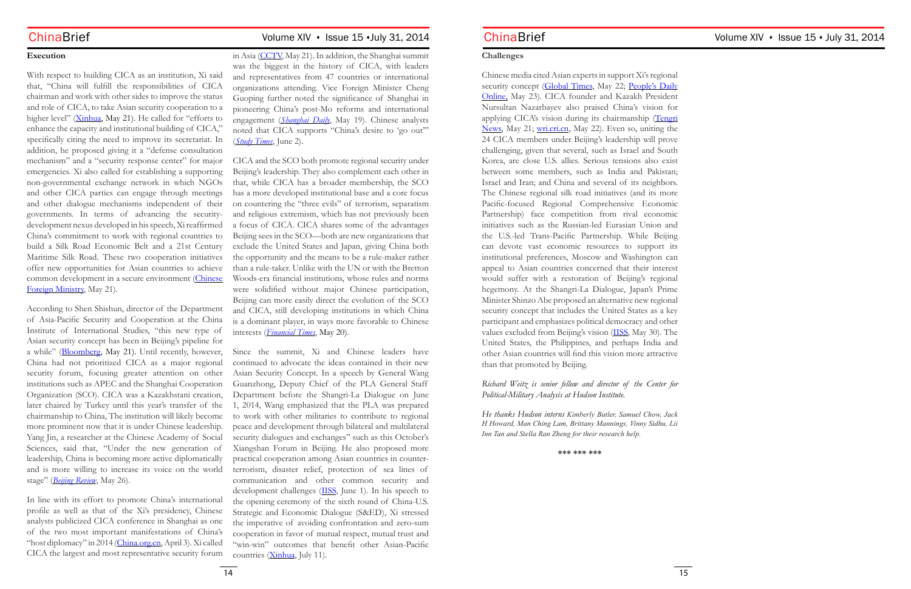### Execution

With respect to building CICA as an institution, Xi said that, "China will fulfill the responsibilities of CICA chairman and work with other sides to improve the status and role of CICA, to take Asian security cooperation to a higher level" (Xinhua, May 21). He called for "efforts to enhance the capacity and institutional building of CICA," specifically citing the need to improve its secretariat. In addition, he proposed giving it a "defense consultation mechanism" and a "security response center" for major emergencies. Xi also called for establishing a supporting non-governmental exchange network in which NGOs and other CICA parties can engage through meetings and other dialogue mechanisms independent of their governments. In terms of advancing the security-development nexus developed in his speech, Xi reaffirmed China's commitment to work with regional countries to build a Silk Road Economic Belt and a 21st Century Maritime Silk Road. These two cooperation initiatives offer new opportunities for Asian countries to achieve common development in a secure environment (Chinese Foreign Ministry, May 21).

According to Shen Shishun, director of the Department of Asia-Pacific Security and Cooperation at the China Institute of International Studies, "this new type of Asian security concept has been in Beijing's pipeline for a while" (Bloomberg, May 21). Until recently, however, China had not prioritized CICA as a major regional security forum, focusing greater attention on other institutions such as APEC and the Shanghai Cooperation Organization (SCO). CICA was a Kazakhstani creation, later chaired by Turkey until this year's transfer of the chairmanship to China, The institution will likely become more prominent now that it is under Chinese leadership. Yang Jin, a researcher at the Chinese Academy of Social Sciences, said that, "Under the new generation of leadership, China is becoming more active diplomatically and is more willing to increase its voice on the world stage" (*Beijing Review*, May 26).

In line with its effort to promote China's international profile as well as that of the Xi's presidency, Chinese analysts publicized CICA conference in Shanghai as one of the two most important manifestations of China's "host diplomacy" in 2014 (China.org.cn, April 3). Xi called CICA the largest and most representative security forum in Asia (CCTV, May 21). In addition, the Shanghai summit was the biggest in the history of CICA, with leaders and representatives from 47 countries or international organizations attending. Vice Foreign Minister Cheng Guoping further noted the significance of Shanghai in pioneering China's post-Mo reforms and international engagement (*Shanghai Daily*, May 19). Chinese analysts noted that CICA supports "China's desire to 'go out'" (*Study Times*, June 2).

CICA and the SCO both promote regional security under Beijing's leadership. They also complement each other in that, while CICA has a broader membership, the SCO has a more developed institutional base and a core focus on countering the "three evils" of terrorism, separatism and religious extremism, which has not previously been a focus of CICA. CICA shares some of the advantages Beijing sees in the SCO—both are new organizations that exclude the United States and Japan, giving China both the opportunity and the means to be a rule-maker rather than a rule-taker. Unlike with the UN or with the Bretton Woods-era financial institutions, whose rules and norms were solidified without major Chinese participation, Beijing can more easily direct the evolution of the SCO and CICA, still developing institutions in which China is a dominant player, in ways more favorable to Chinese interests (*Financial Times*, May 20).

Since the summit, Xi and Chinese leaders have continued to advocate the ideas contained in their new Asian Security Concept. In a speech by General Wang Guanzhong, Deputy Chief of the PLA General Staff Department before the Shangri-La Dialogue on June 1, 2014, Wang emphasized that the PLA was prepared to work with other militaries to contribute to regional peace and development through bilateral and multilateral security dialogues and exchanges" such as this October's Xiangshan Forum in Beijing. He also proposed more practical cooperation among Asian countries in counter-terrorism, disaster relief, protection of sea lines of communication and other common security and development challenges (IISS, June 1). In his speech to the opening ceremony of the sixth round of China-U.S. Strategic and Economic Dialogue (S&ED), Xi stressed the imperative of avoiding confrontation and zero-sum cooperation in favor of mutual respect, mutual trust and "win-win" outcomes that benefit other Asian-Pacific countries (Xinhua, July 11).

### Challenges

Chinese media cited Asian experts in support Xi's regional security concept (Global Times, May 22; People's Daily Online, May 23). CICA founder and Kazakh President Nursultan Nazarbayev also praised China's vision for applying CICA's vision during its chairmanship (Tengri News, May 21; wri.cri.cn, May 22). Even so, uniting the 24 CICA members under Beijing's leadership will prove challenging, given that several, such as Israel and South Korea, are close U.S. allies. Serious tensions also exist between some members, such as India and Pakistan; Israel and Iran; and China and several of its neighbors. The Chinese regional silk road initiatives (and its more Pacific-focused Regional Comprehensive Economic Partnership) face competition from rival economic initiatives such as the Russian-led Eurasian Union and the U.S.-led Trans-Pacific Partnership. While Beijing can devote vast economic resources to support its institutional preferences, Moscow and Washington can appeal to Asian countries concerned that their interest would suffer with a restoration of Beijing's regional hegemony. At the Shangri-La Dialogue, Japan's Prime Minister Shinzo Abe proposed an alternative new regional security concept that includes the United States as a key participant and emphasizes political democracy and other values excluded from Beijing's vision (IISS, May 30). The United States, the Philippines, and perhaps India and other Asian countries will find this vision more attractive than that promoted by Beijing.

*Richard Weitz is senior fellow and director of the Center for Political-Military Analysis at Hudson Institute.*

*He thanks Hudson interns Kimberly Butler, Samuel Chow, Jack H Howard, Man Ching Lam, Brittany Mannings, Vinny Sidhu, Lii Inn Tan and Stella Ran Zheng for their research help.*

*** *** ***